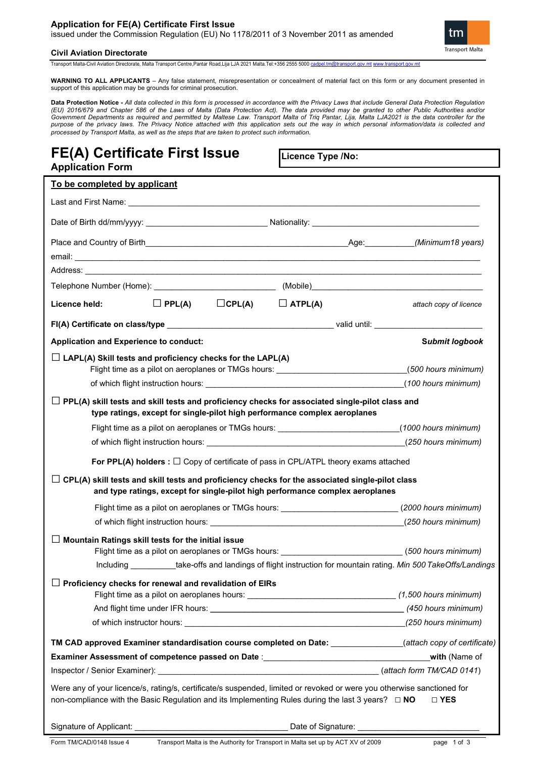**Application for FE(A) Certificate First Issue**
issued under the Commission Regulation (EU) No 1178/2011 of 3 November 2011 as amended

**Civil Aviation Directorate**

Transport Malta-Civil Aviation Directorate, Malta Transport Centre,Pantar Road,Lija LJA 2021 Malta.Tel:+356 2555 5000 cadpel.tm@transport.gov.mt www.transport.gov.mt

**WARNING TO ALL APPLICANTS** – Any false statement, misrepresentation or concealment of material fact on this form or any document presented in support of this application may be grounds for criminal prosecution.

**Data Protection Notice -** *All data collected in this form is processed in accordance with the Privacy Laws that include General Data Protection Regulation (EU) 2016/679 and Chapter 586 of the Laws of Malta (Data Protection Act). The data provided may be granted to other Public Authorities and/or Government Departments as required and permitted by Maltese Law. Transport Malta of Triq Pantar, Lija, Malta LJA2021 is the data controller for the purpose of the privacy laws. The Privacy Notice attached with this application sets out the way in which personal information/data is collected and processed by Transport Malta, as well as the steps that are taken to protect such information.*

# FE(A) Certificate First Issue

## Application Form

**Licence Type /No:**

**To be completed by applicant**

Last and First Name: ______________________________

Date of Birth dd/mm/yyyy: ______________ Nationality: ______________

Place and Country of Birth ______________ Age: ________ *(Minimum18 years)*

email: ______________________________

Address: ______________________________

Telephone Number (Home): ______________ (Mobile) ______________

**Licence held:** ☐ **PPL(A)** ☐ **CPL(A)** ☐ **ATPL(A)** *attach copy of licence*

**FI(A) Certificate on class/type** ______________ valid until: ______________

**Application and Experience to conduct:** ***Submit logbook***

☐ **LAPL(A) Skill tests and proficiency checks for the LAPL(A)**

Flight time as a pilot on aeroplanes or TMGs hours: ______________ *(500 hours minimum)*

of which flight instruction hours: ______________ *(100 hours minimum)*

☐ **PPL(A) skill tests and skill tests and proficiency checks for associated single-pilot class and type ratings, except for single-pilot high performance complex aeroplanes**

Flight time as a pilot on aeroplanes or TMGs hours: ______________ *(1000 hours minimum)*

of which flight instruction hours: ______________ *(250 hours minimum)*

**For PPL(A) holders :** ☐ Copy of certificate of pass in CPL/ATPL theory exams attached

☐ **CPL(A) skill tests and skill tests and proficiency checks for the associated single-pilot class and type ratings, except for single-pilot high performance complex aeroplanes**

Flight time as a pilot on aeroplanes or TMGs hours: ______________ *(2000 hours minimum)*

of which flight instruction hours: ______________ *(250 hours minimum)*

☐ **Mountain Ratings skill tests for the initial issue**

Flight time as a pilot on aeroplanes or TMGs hours: ______________ *(500 hours minimum)*

Including ________ take-offs and landings of flight instruction for mountain rating. *Min 500 TakeOffs/Landings*

☐ **Proficiency checks for renewal and revalidation of EIRs**

Flight time as a pilot on aeroplanes hours: ______________ *(1,500 hours minimum)*

And flight time under IFR hours: ______________ *(450 hours minimum)*

of which instructor hours: ______________ *(250 hours minimum)*

**TM CAD approved Examiner standardisation course completed on Date:** ______________ *(attach copy of certificate)*

**Examiner Assessment of competence passed on Date** : ______________ **with** (Name of Inspector / Senior Examiner): ______________ (*attach form TM/CAD 0141*)

Were any of your licence/s, rating/s, certificate/s suspended, limited or revoked or were you otherwise sanctioned for non-compliance with the Basic Regulation and its Implementing Rules during the last 3 years? ☐ **NO** ☐ **YES**

Signature of Applicant: ______________ Date of Signature: ______________

Form TM/CAD/0148 Issue 4 Transport Malta is the Authority for Transport in Malta set up by ACT XV of 2009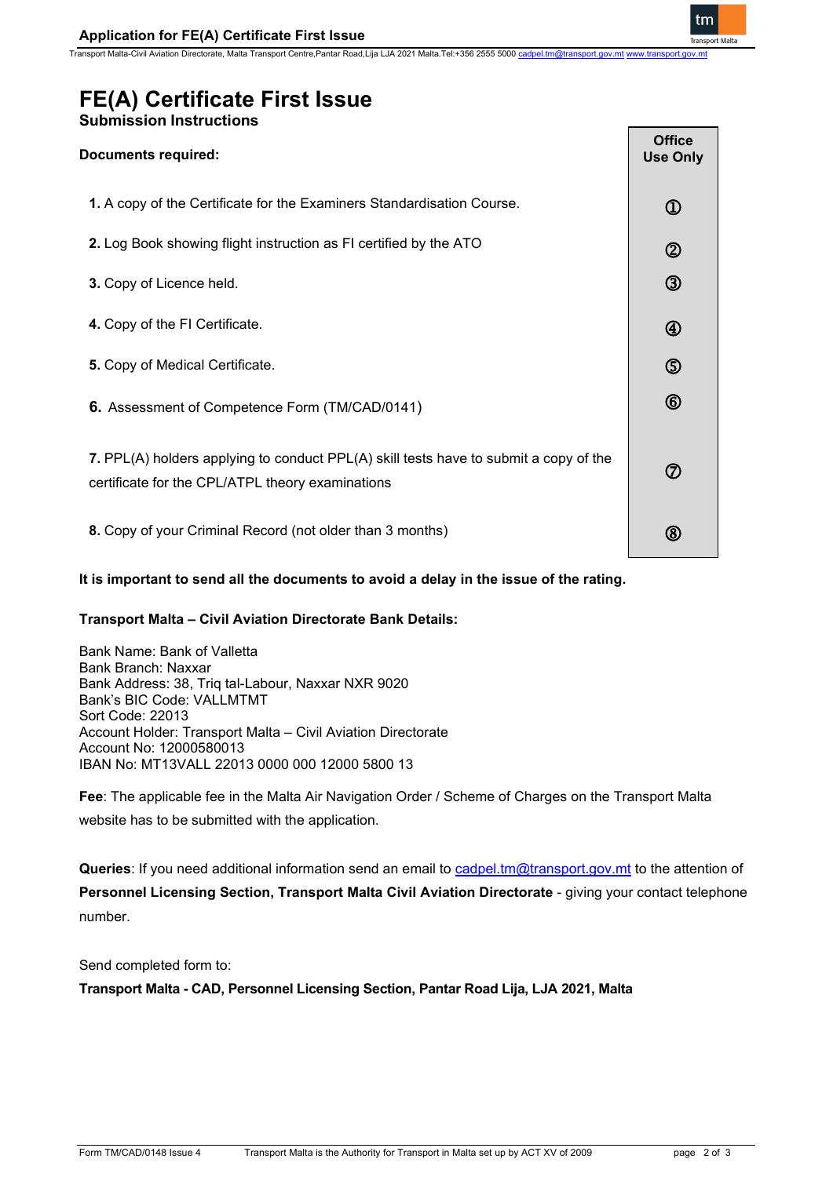# FE(A) Certificate First Issue

**Submission Instructions**

| **Documents required:** | **Office Use Only** |
|---|---|
| **1.** A copy of the Certificate for the Examiners Standardisation Course. | ① |
| **2.** Log Book showing flight instruction as FI certified by the ATO | ② |
| **3.** Copy of Licence held. | ③ |
| **4.** Copy of the FI Certificate. | ④ |
| **5.** Copy of Medical Certificate. | ⑤ |
| **6.** Assessment of Competence Form (TM/CAD/0141) | ⑥ |
| **7.** PPL(A) holders applying to conduct PPL(A) skill tests have to submit a copy of the certificate for the CPL/ATPL theory examinations | ⑦ |
| **8.** Copy of your Criminal Record (not older than 3 months) | ⑧ |

**It is important to send all the documents to avoid a delay in the issue of the rating.**

**Transport Malta – Civil Aviation Directorate Bank Details:**

Bank Name: Bank of Valletta
Bank Branch: Naxxar
Bank Address: 38, Triq tal-Labour, Naxxar NXR 9020
Bank's BIC Code: VALLMTMT
Sort Code: 22013
Account Holder: Transport Malta – Civil Aviation Directorate
Account No: 12000580013
IBAN No: MT13VALL 22013 0000 000 12000 5800 13

**Fee**: The applicable fee in the Malta Air Navigation Order / Scheme of Charges on the Transport Malta website has to be submitted with the application.

**Queries**: If you need additional information send an email to cadpel.tm@transport.gov.mt to the attention of **Personnel Licensing Section, Transport Malta Civil Aviation Directorate** - giving your contact telephone number.

Send completed form to:

**Transport Malta - CAD, Personnel Licensing Section, Pantar Road Lija, LJA 2021, Malta**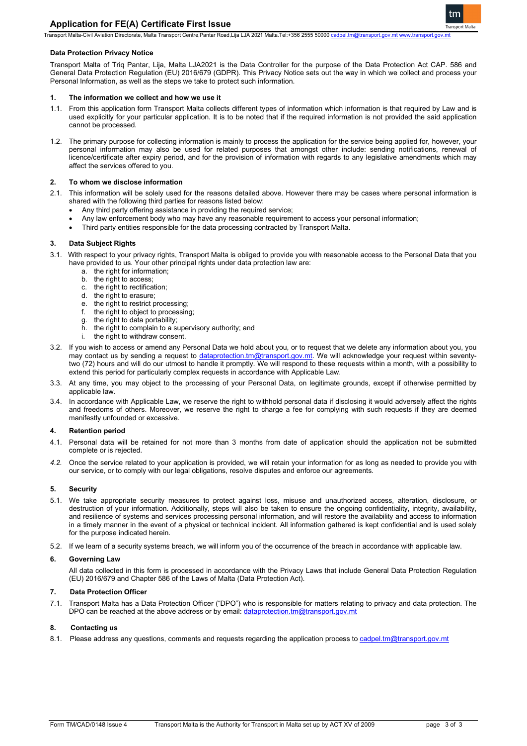## Data Protection Privacy Notice

Transport Malta of Triq Pantar, Lija, Malta LJA2021 is the Data Controller for the purpose of the Data Protection Act CAP. 586 and General Data Protection Regulation (EU) 2016/679 (GDPR). This Privacy Notice sets out the way in which we collect and process your Personal Information, as well as the steps we take to protect such information.

### 1. The information we collect and how we use it

1.1. From this application form Transport Malta collects different types of information which information is that required by Law and is used explicitly for your particular application. It is to be noted that if the required information is not provided the said application cannot be processed.

1.2. The primary purpose for collecting information is mainly to process the application for the service being applied for, however, your personal information may also be used for related purposes that amongst other include: sending notifications, renewal of licence/certificate after expiry period, and for the provision of information with regards to any legislative amendments which may affect the services offered to you.

### 2. To whom we disclose information

2.1. This information will be solely used for the reasons detailed above. However there may be cases where personal information is shared with the following third parties for reasons listed below:

- Any third party offering assistance in providing the required service;
- Any law enforcement body who may have any reasonable requirement to access your personal information;
- Third party entities responsible for the data processing contracted by Transport Malta.

### 3. Data Subject Rights

3.1. With respect to your privacy rights, Transport Malta is obliged to provide you with reasonable access to the Personal Data that you have provided to us. Your other principal rights under data protection law are:

a. the right for information;
b. the right to access;
c. the right to rectification;
d. the right to erasure;
e. the right to restrict processing;
f. the right to object to processing;
g. the right to data portability;
h. the right to complain to a supervisory authority; and
i. the right to withdraw consent.

3.2. If you wish to access or amend any Personal Data we hold about you, or to request that we delete any information about you, you may contact us by sending a request to dataprotection.tm@transport.gov.mt. We will acknowledge your request within seventy-two (72) hours and will do our utmost to handle it promptly. We will respond to these requests within a month, with a possibility to extend this period for particularly complex requests in accordance with Applicable Law.

3.3. At any time, you may object to the processing of your Personal Data, on legitimate grounds, except if otherwise permitted by applicable law.

3.4. In accordance with Applicable Law, we reserve the right to withhold personal data if disclosing it would adversely affect the rights and freedoms of others. Moreover, we reserve the right to charge a fee for complying with such requests if they are deemed manifestly unfounded or excessive.

### 4. Retention period

4.1. Personal data will be retained for not more than 3 months from date of application should the application not be submitted complete or is rejected.

*4.2.* Once the service related to your application is provided, we will retain your information for as long as needed to provide you with our service, or to comply with our legal obligations, resolve disputes and enforce our agreements.

### 5. Security

5.1. We take appropriate security measures to protect against loss, misuse and unauthorized access, alteration, disclosure, or destruction of your information. Additionally, steps will also be taken to ensure the ongoing confidentiality, integrity, availability, and resilience of systems and services processing personal information, and will restore the availability and access to information in a timely manner in the event of a physical or technical incident. All information gathered is kept confidential and is used solely for the purpose indicated herein.

5.2. If we learn of a security systems breach, we will inform you of the occurrence of the breach in accordance with applicable law.

### 6. Governing Law

All data collected in this form is processed in accordance with the Privacy Laws that include General Data Protection Regulation (EU) 2016/679 and Chapter 586 of the Laws of Malta (Data Protection Act).

### 7. Data Protection Officer

7.1. Transport Malta has a Data Protection Officer ("DPO") who is responsible for matters relating to privacy and data protection. The DPO can be reached at the above address or by email: dataprotection.tm@transport.gov.mt

### 8. Contacting us

8.1. Please address any questions, comments and requests regarding the application process to cadpel.tm@transport.gov.mt